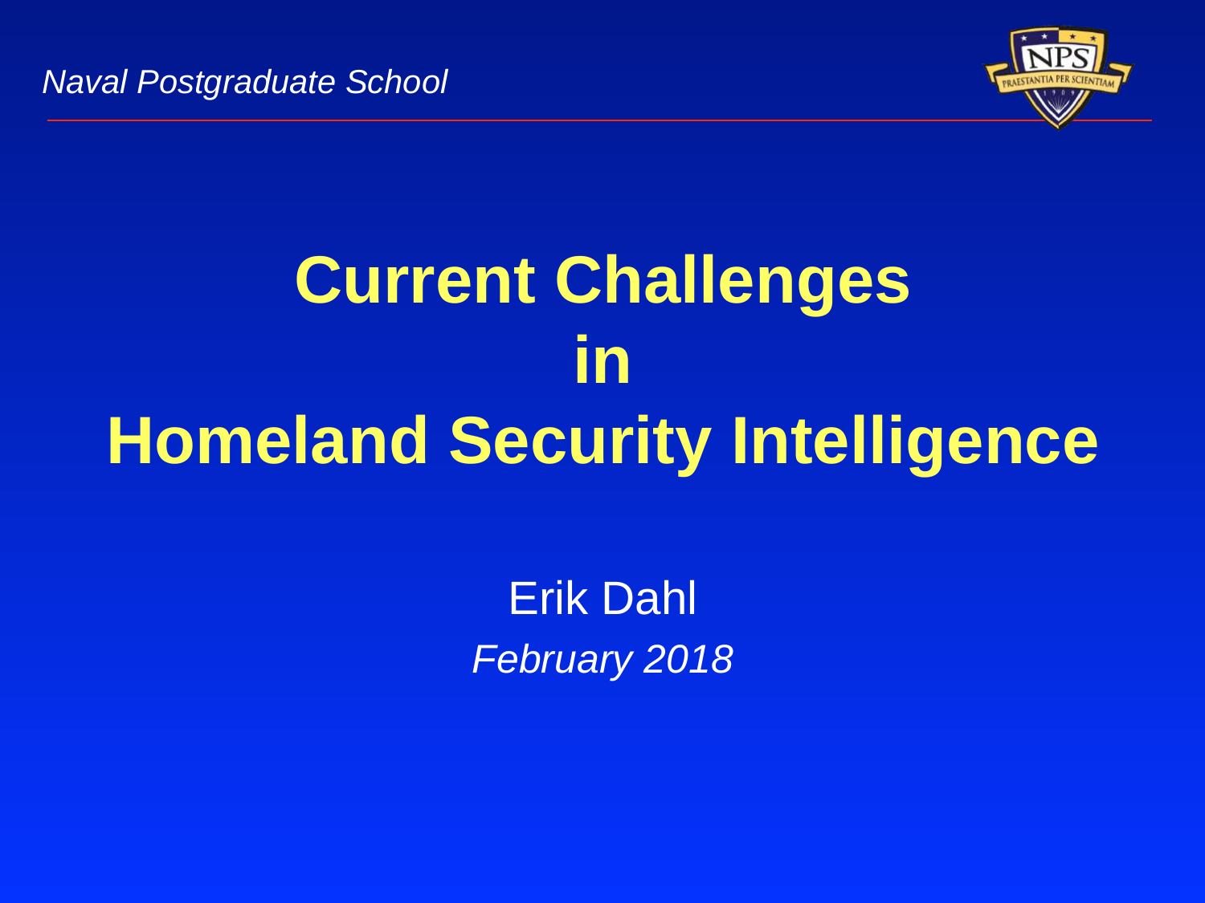*Naval Postgraduate School*

# Current Challenges in Homeland Security Intelligence

Erik Dahl

*February 2018*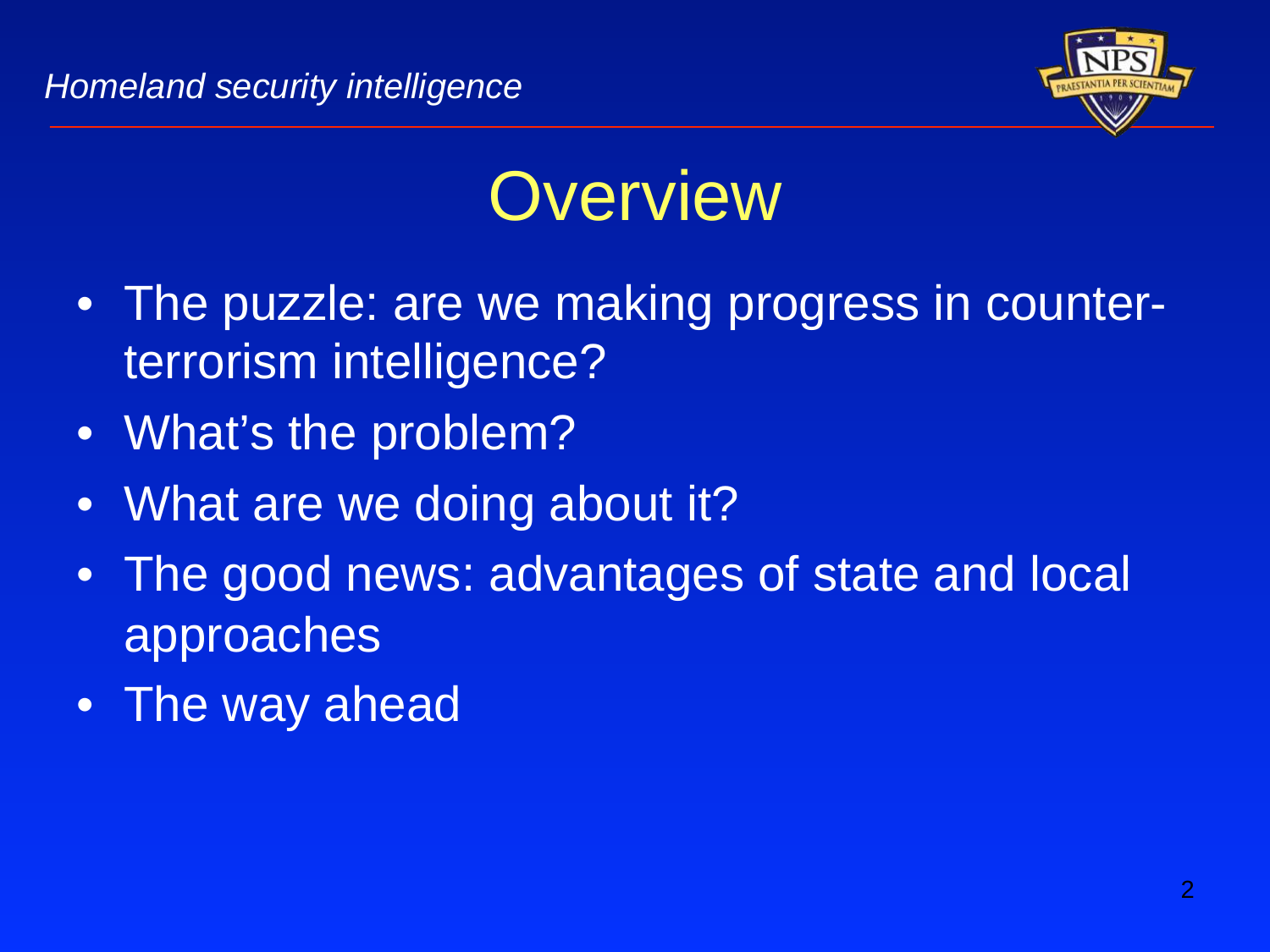# Overview

- The puzzle: are we making progress in counter-terrorism intelligence?
- What's the problem?
- What are we doing about it?
- The good news: advantages of state and local approaches
- The way ahead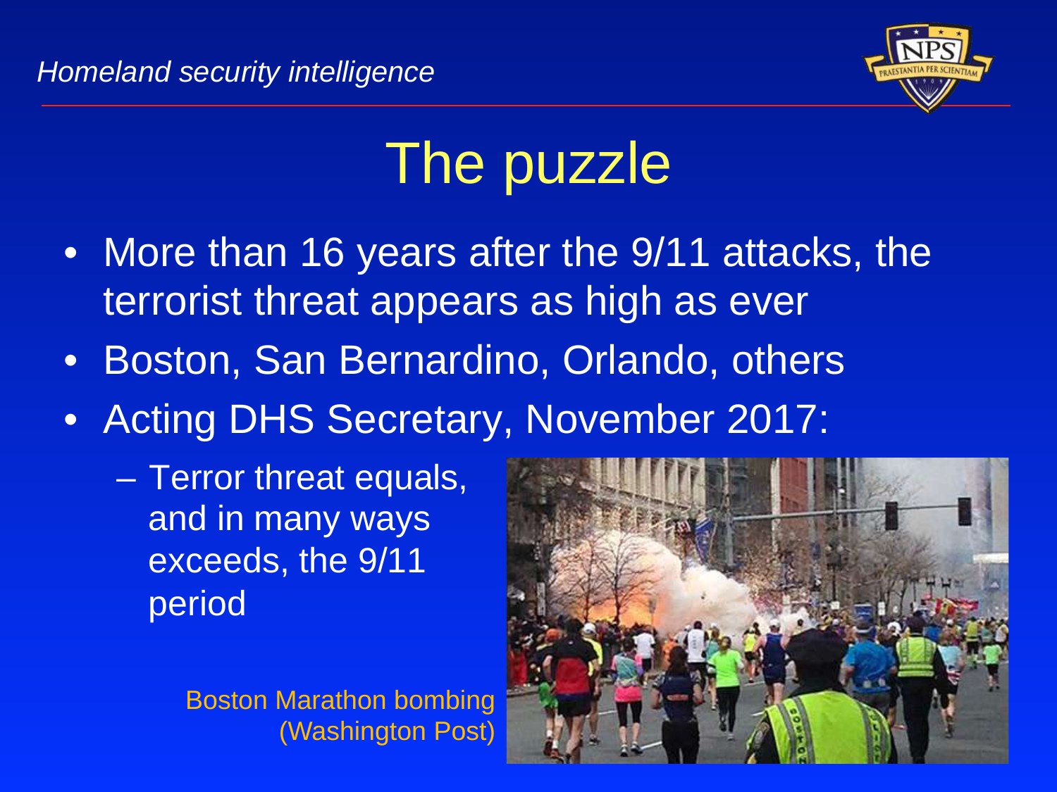# The puzzle

- More than 16 years after the 9/11 attacks, the terrorist threat appears as high as ever
- Boston, San Bernardino, Orlando, others
- Acting DHS Secretary, November 2017:
  - Terror threat equals, and in many ways exceeds, the 9/11 period

Boston Marathon bombing (Washington Post)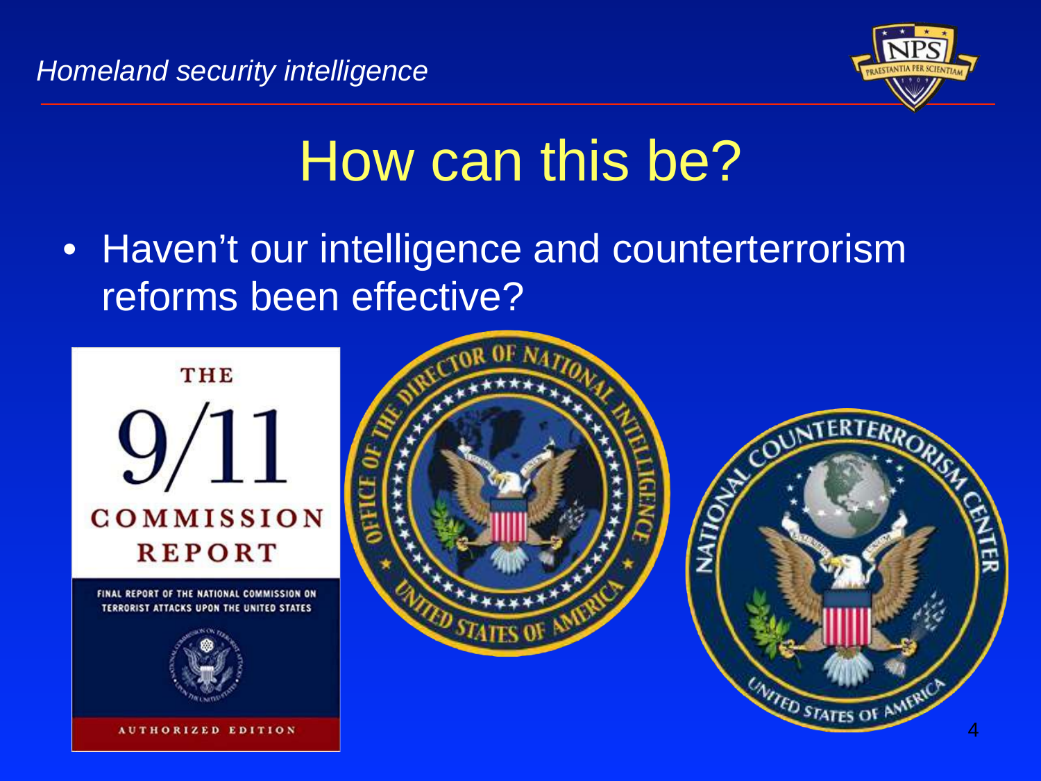# How can this be?

- Haven't our intelligence and counterterrorism reforms been effective?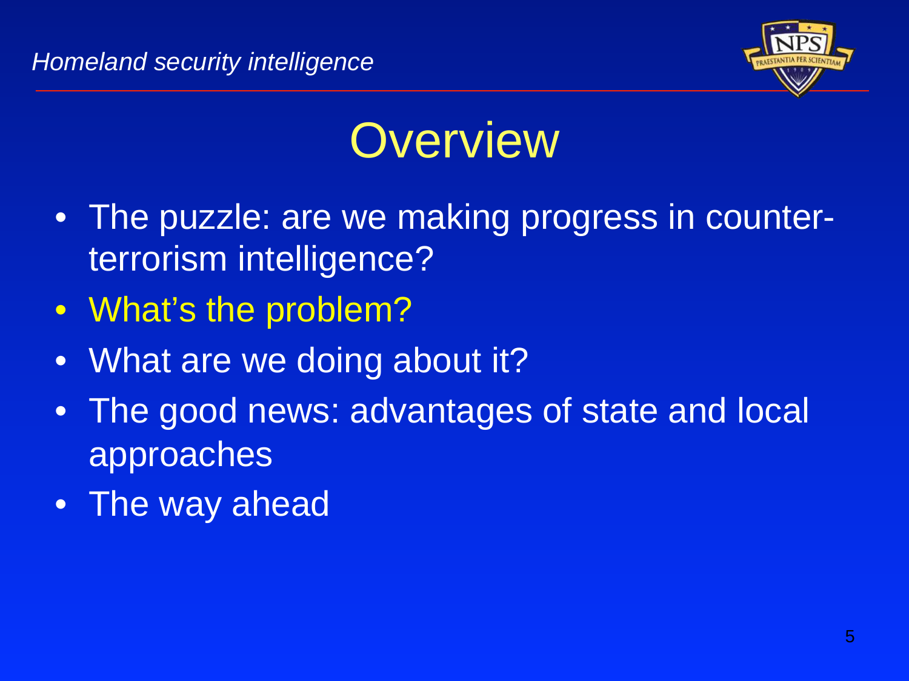# Overview

- The puzzle: are we making progress in counter-terrorism intelligence?
- What's the problem?
- What are we doing about it?
- The good news: advantages of state and local approaches
- The way ahead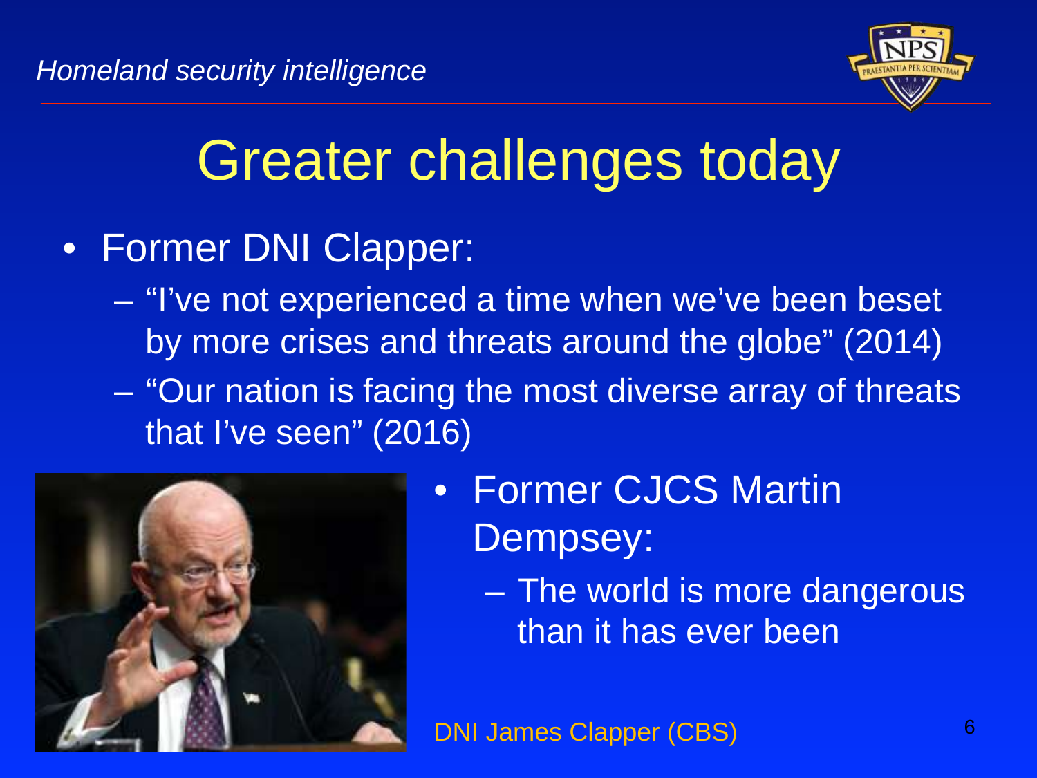# Greater challenges today

- Former DNI Clapper:
  - "I've not experienced a time when we've been beset by more crises and threats around the globe" (2014)
  - "Our nation is facing the most diverse array of threats that I've seen" (2016)
- Former CJCS Martin Dempsey:
  - The world is more dangerous than it has ever been

DNI James Clapper (CBS)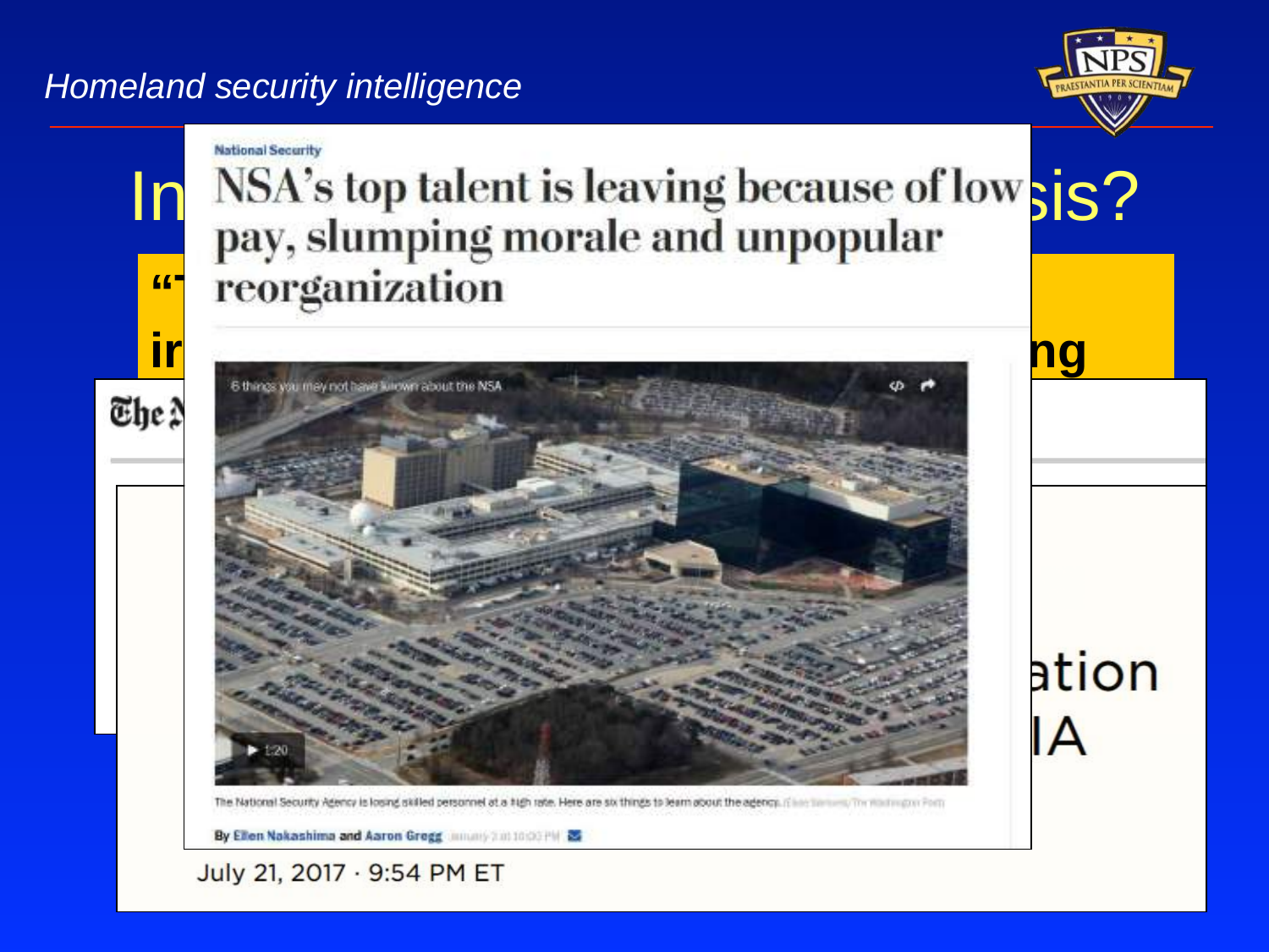*Homeland security intelligence*

National Security

# NSA's top talent is leaving because of low pay, slumping morale and unpopular reorganization

6 things you may not have known about the NSA

The National Security Agency is losing skilled personnel at a high rate. Here are six things to learn about the agency.

By Ellen Nakashima and Aaron Gregg

July 21, 2017 · 9:54 PM ET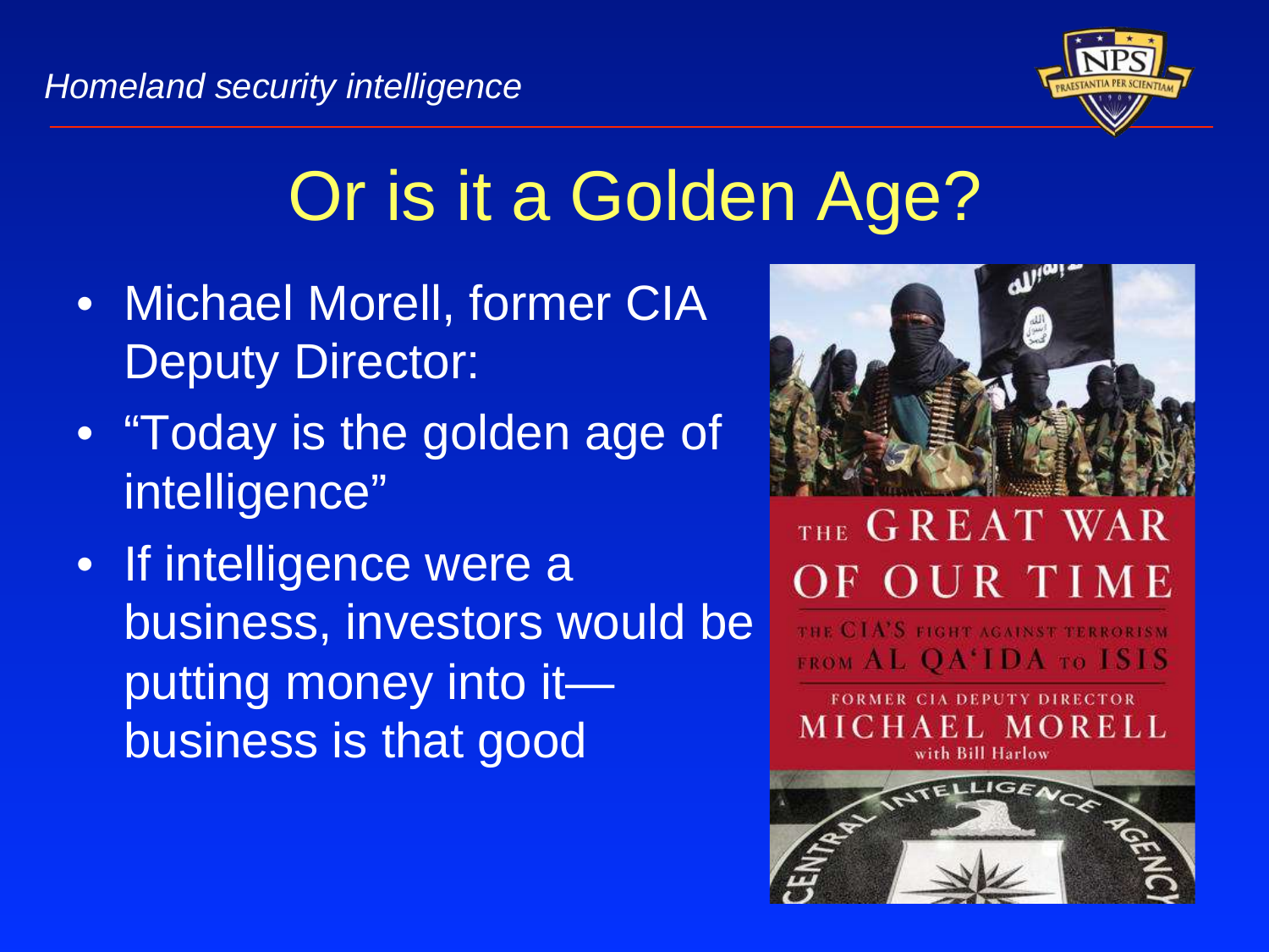# Or is it a Golden Age?

- Michael Morell, former CIA Deputy Director:
- "Today is the golden age of intelligence"
- If intelligence were a business, investors would be putting money into it—business is that good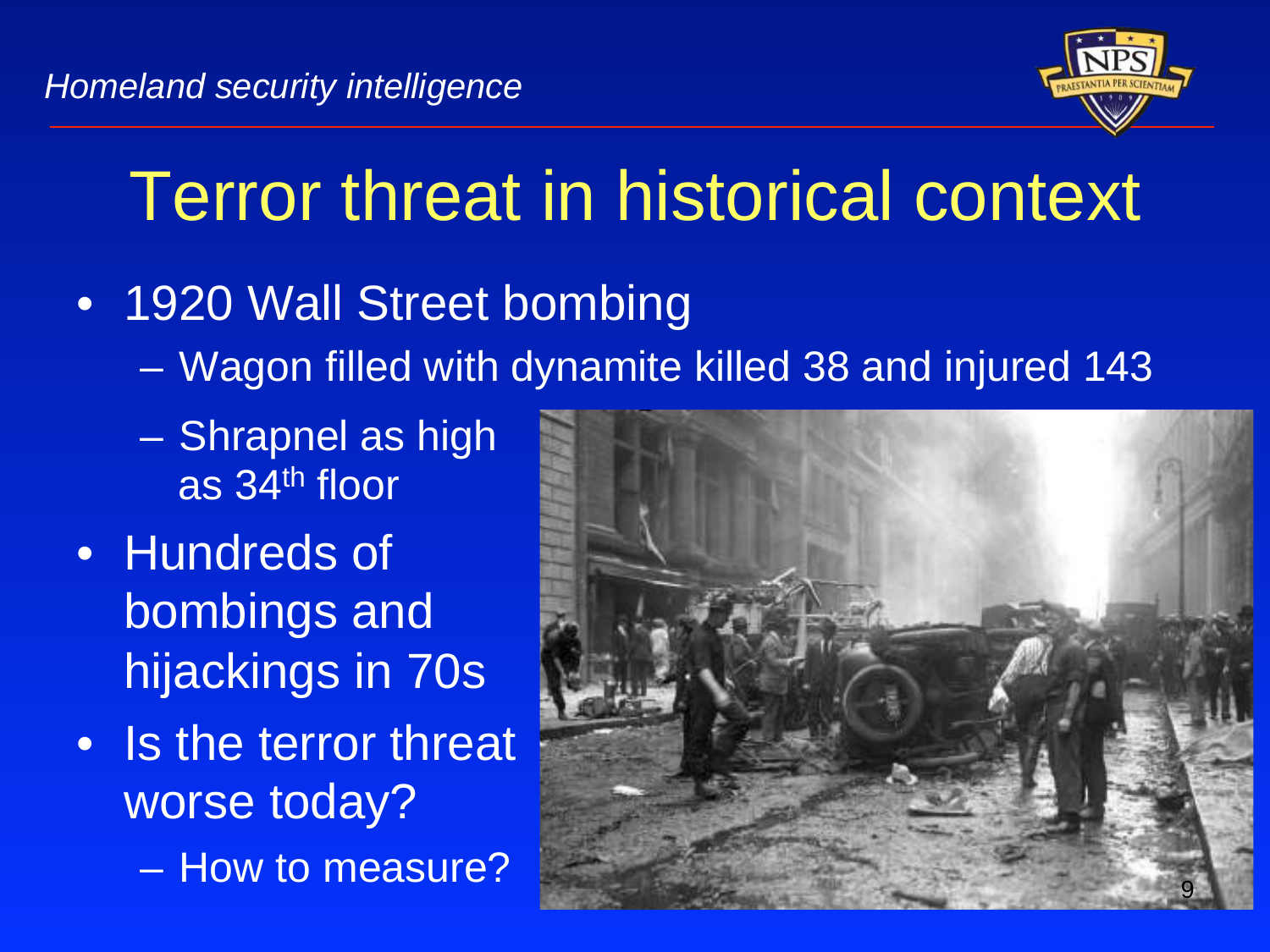# Terror threat in historical context

- 1920 Wall Street bombing
  - Wagon filled with dynamite killed 38 and injured 143
  - Shrapnel as high as 34th floor
- Hundreds of bombings and hijackings in 70s
- Is the terror threat worse today?
  - How to measure?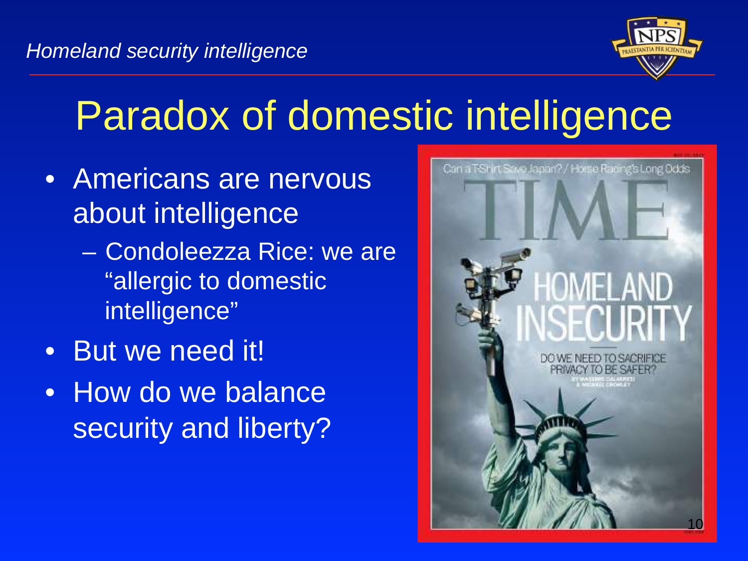# Paradox of domestic intelligence

- Americans are nervous about intelligence
  - Condoleezza Rice: we are "allergic to domestic intelligence"
- But we need it!
- How do we balance security and liberty?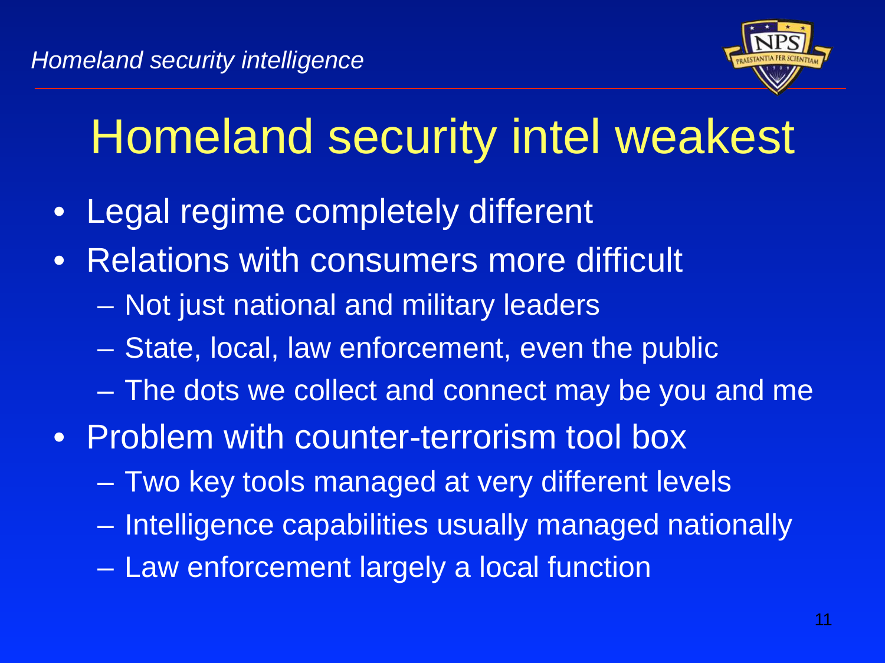# Homeland security intel weakest

- Legal regime completely different
- Relations with consumers more difficult
  - Not just national and military leaders
  - State, local, law enforcement, even the public
  - The dots we collect and connect may be you and me
- Problem with counter-terrorism tool box
  - Two key tools managed at very different levels
  - Intelligence capabilities usually managed nationally
  - Law enforcement largely a local function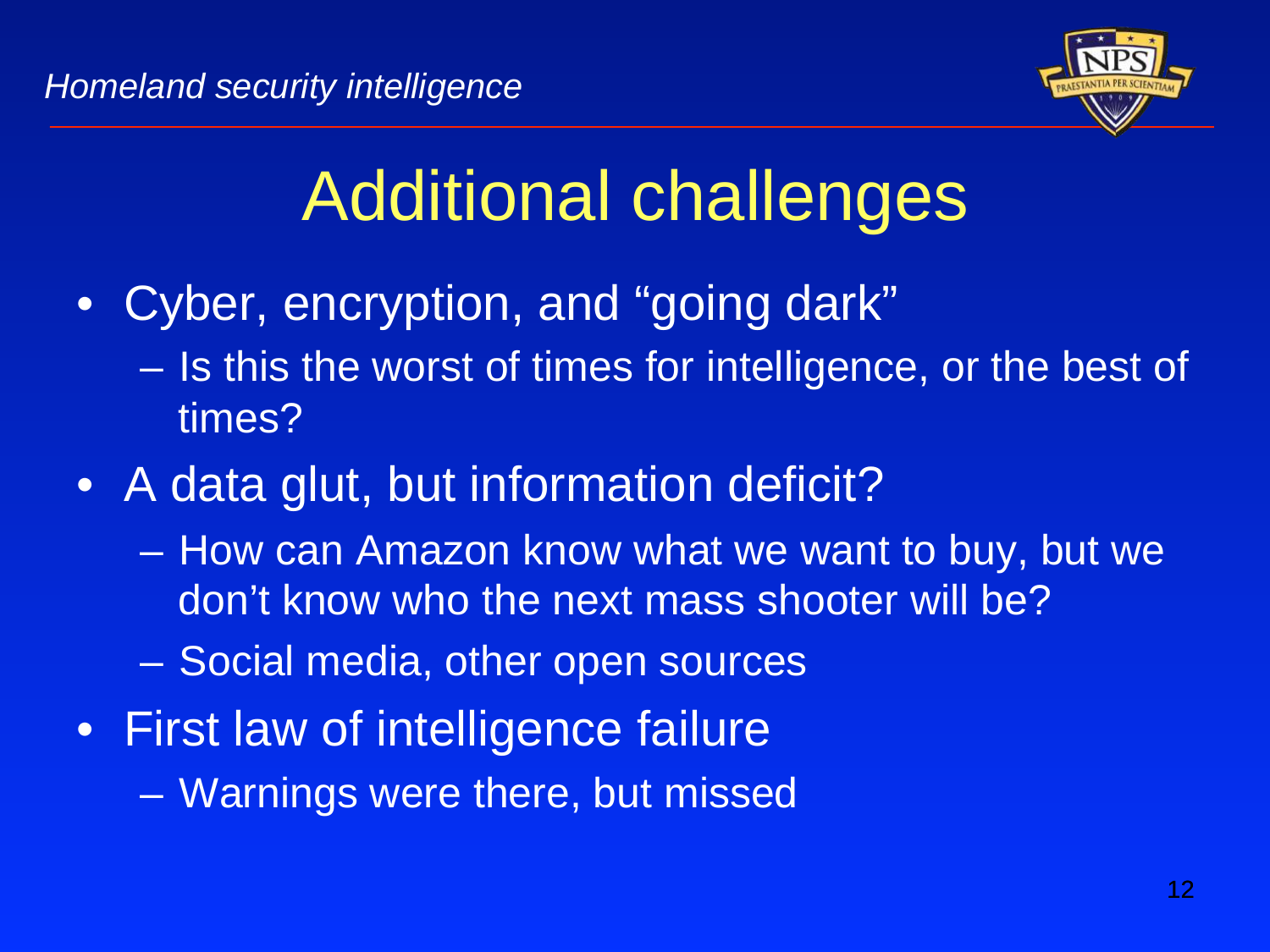# Additional challenges

- Cyber, encryption, and "going dark"
  - Is this the worst of times for intelligence, or the best of times?
- A data glut, but information deficit?
  - How can Amazon know what we want to buy, but we don't know who the next mass shooter will be?
  - Social media, other open sources
- First law of intelligence failure
  - Warnings were there, but missed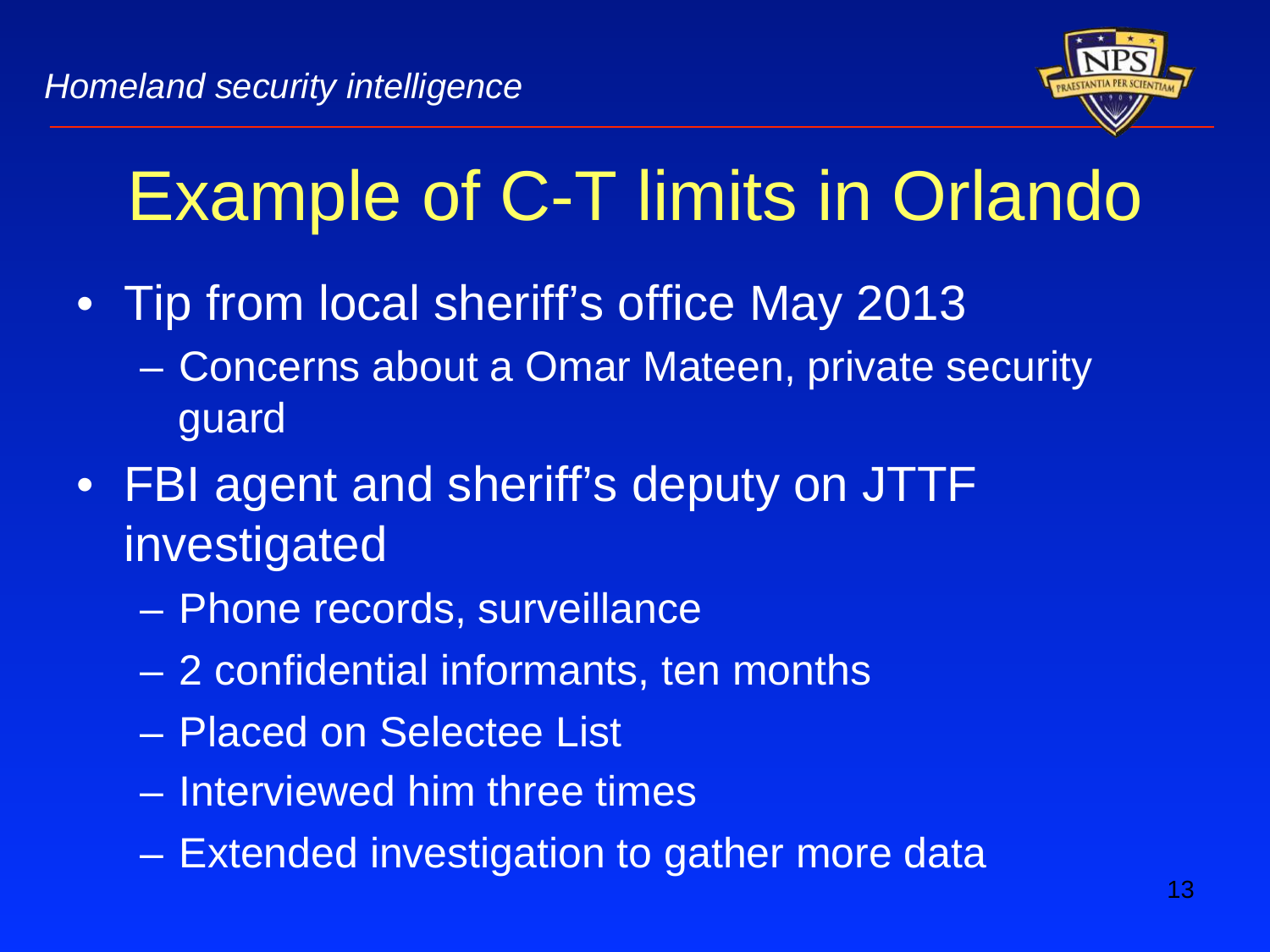# Example of C-T limits in Orlando

- Tip from local sheriff's office May 2013
  - Concerns about a Omar Mateen, private security guard
- FBI agent and sheriff's deputy on JTTF investigated
  - Phone records, surveillance
  - 2 confidential informants, ten months
  - Placed on Selectee List
  - Interviewed him three times
  - Extended investigation to gather more data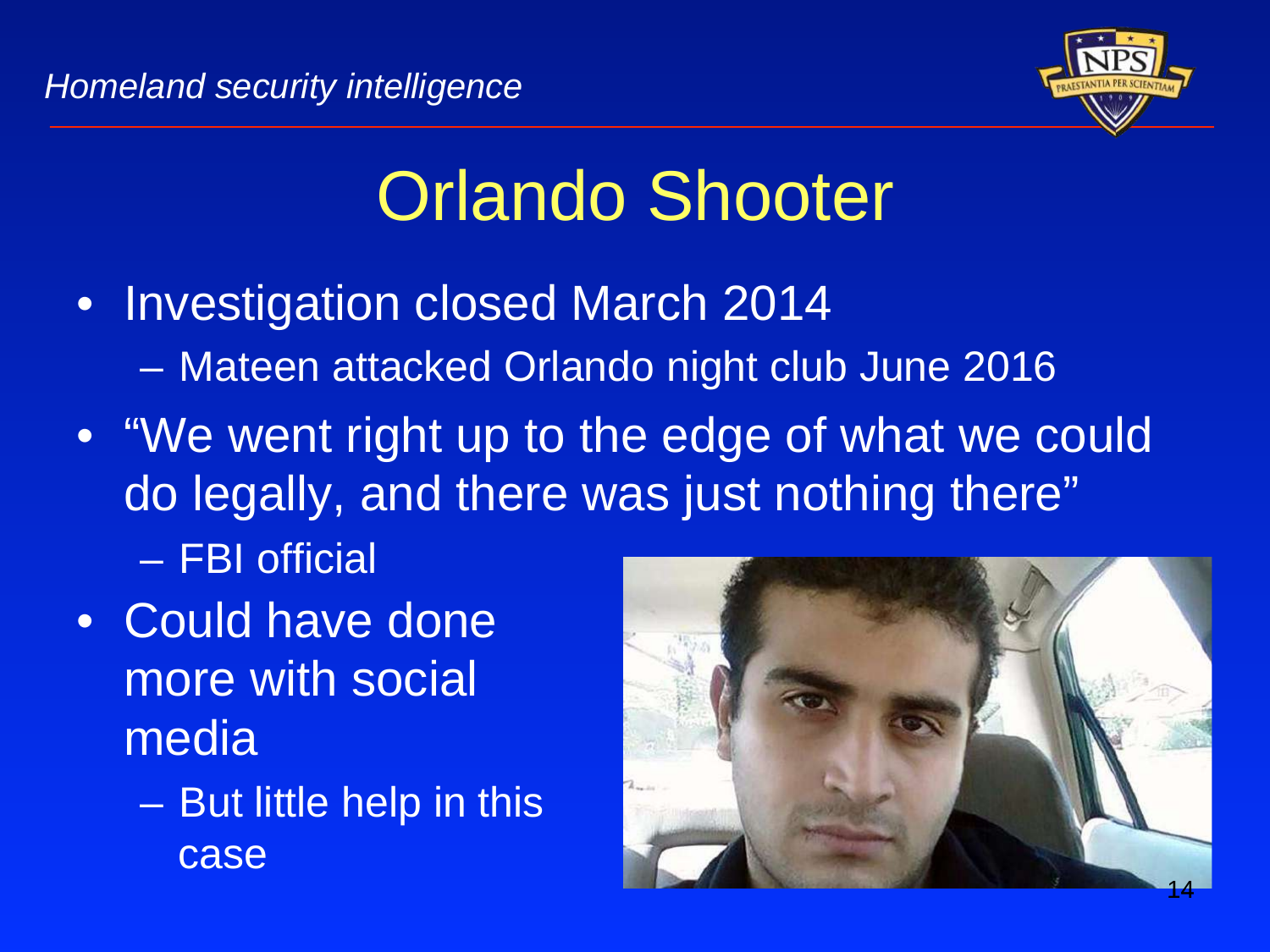# Orlando Shooter

- Investigation closed March 2014
  - Mateen attacked Orlando night club June 2016
- "We went right up to the edge of what we could do legally, and there was just nothing there"
  - FBI official
- Could have done more with social media
  - But little help in this case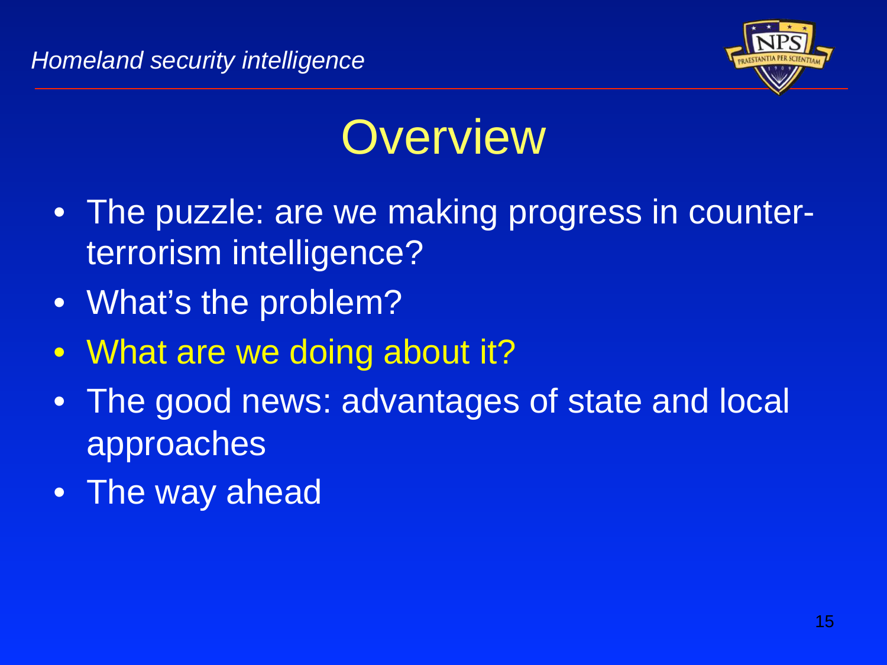# Overview

- The puzzle: are we making progress in counter-terrorism intelligence?
- What's the problem?
- What are we doing about it?
- The good news: advantages of state and local approaches
- The way ahead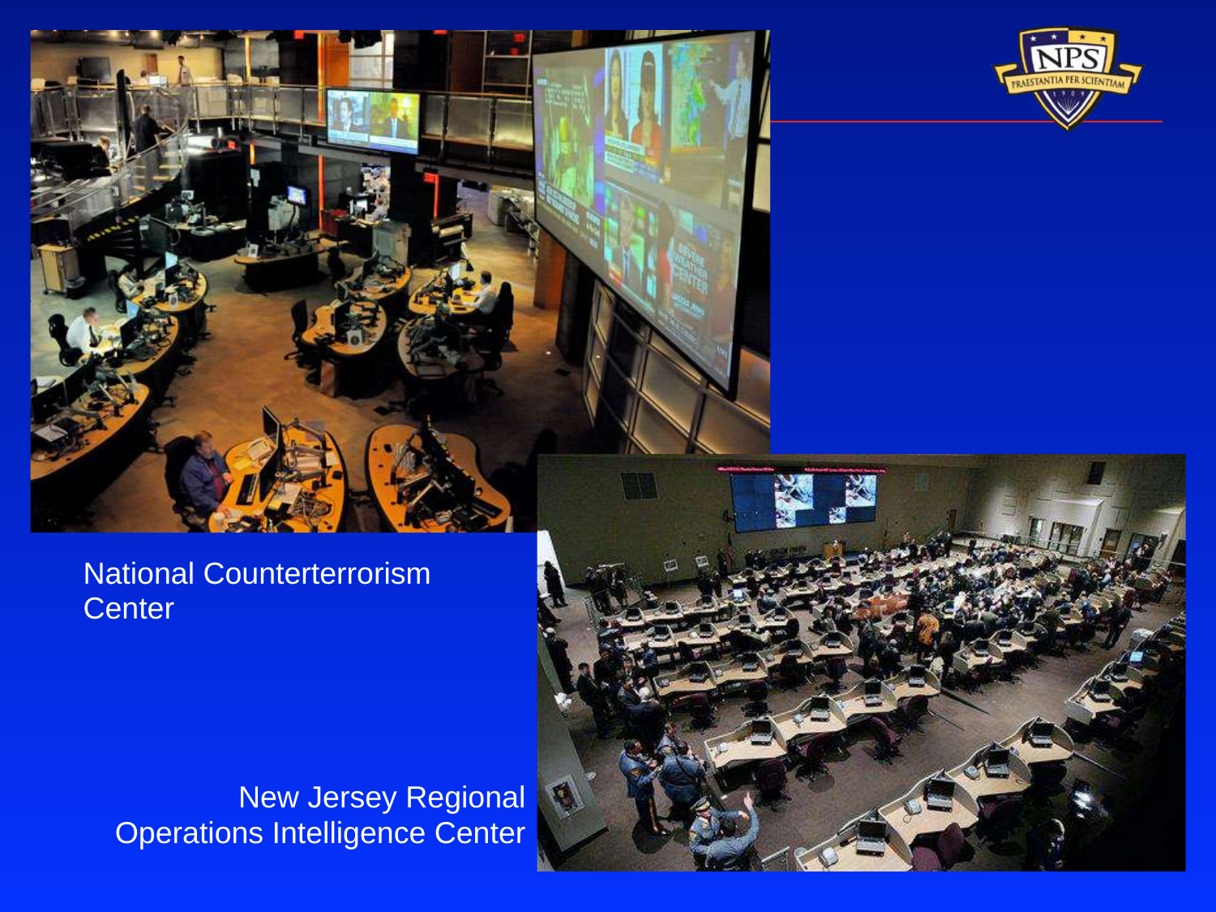National Counterterrorism Center

New Jersey Regional Operations Intelligence Center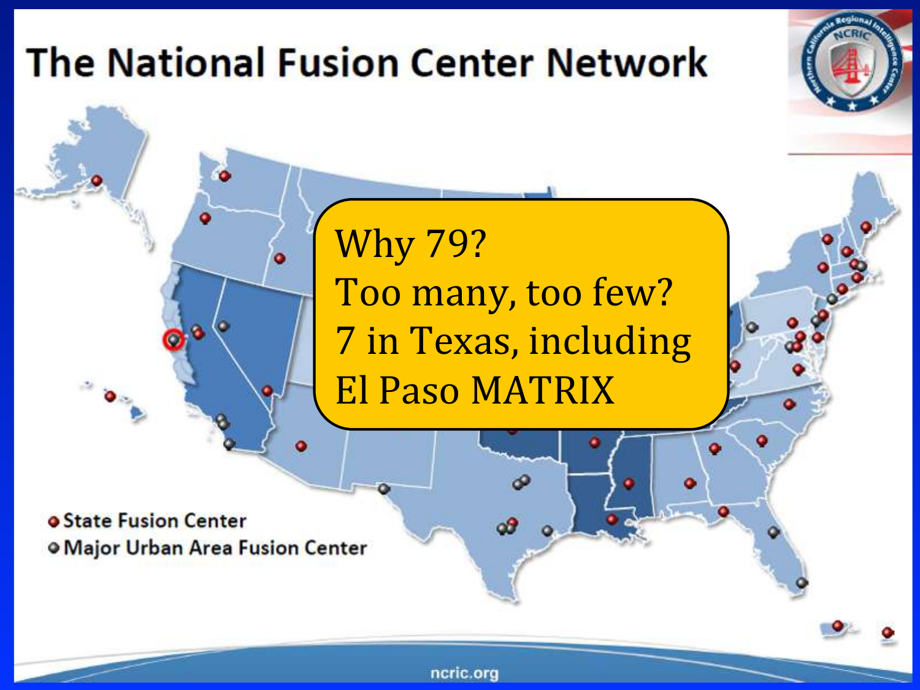# The National Fusion Center Network

Why 79?
Too many, too few?
7 in Texas, including
El Paso MATRIX

- State Fusion Center
- Major Urban Area Fusion Center

ncric.org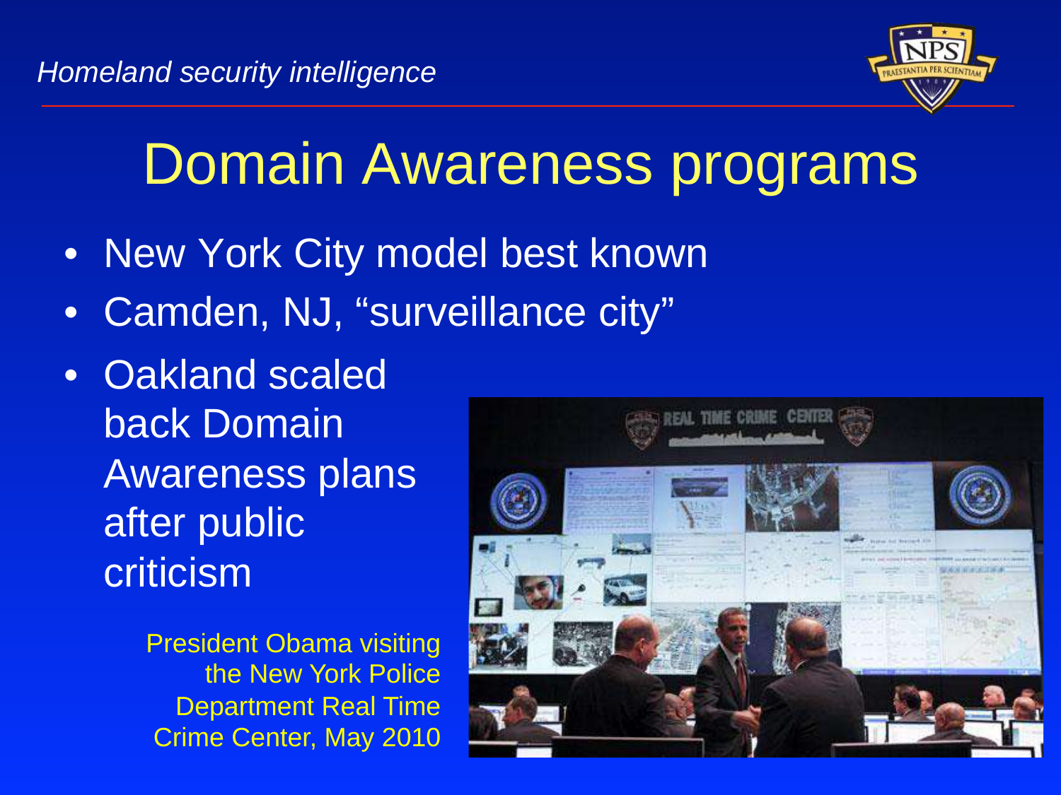# Domain Awareness programs

- New York City model best known
- Camden, NJ, "surveillance city"
- Oakland scaled back Domain Awareness plans after public criticism

President Obama visiting the New York Police Department Real Time Crime Center, May 2010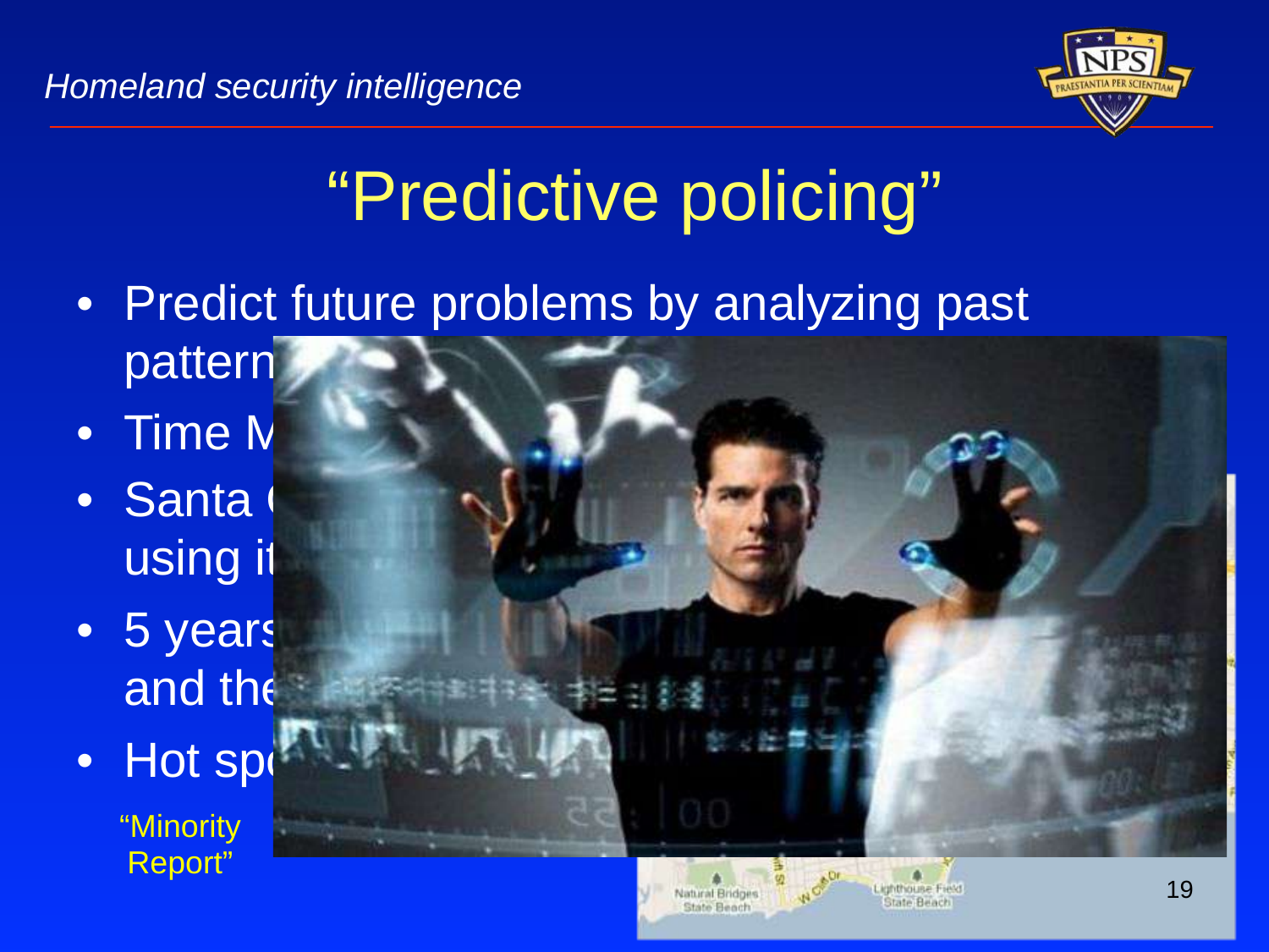# "Predictive policing"

- Predict future problems by analyzing past pattern
- Time M
- Santa C using it
- 5 years and the
- Hot sp

"Minority Report"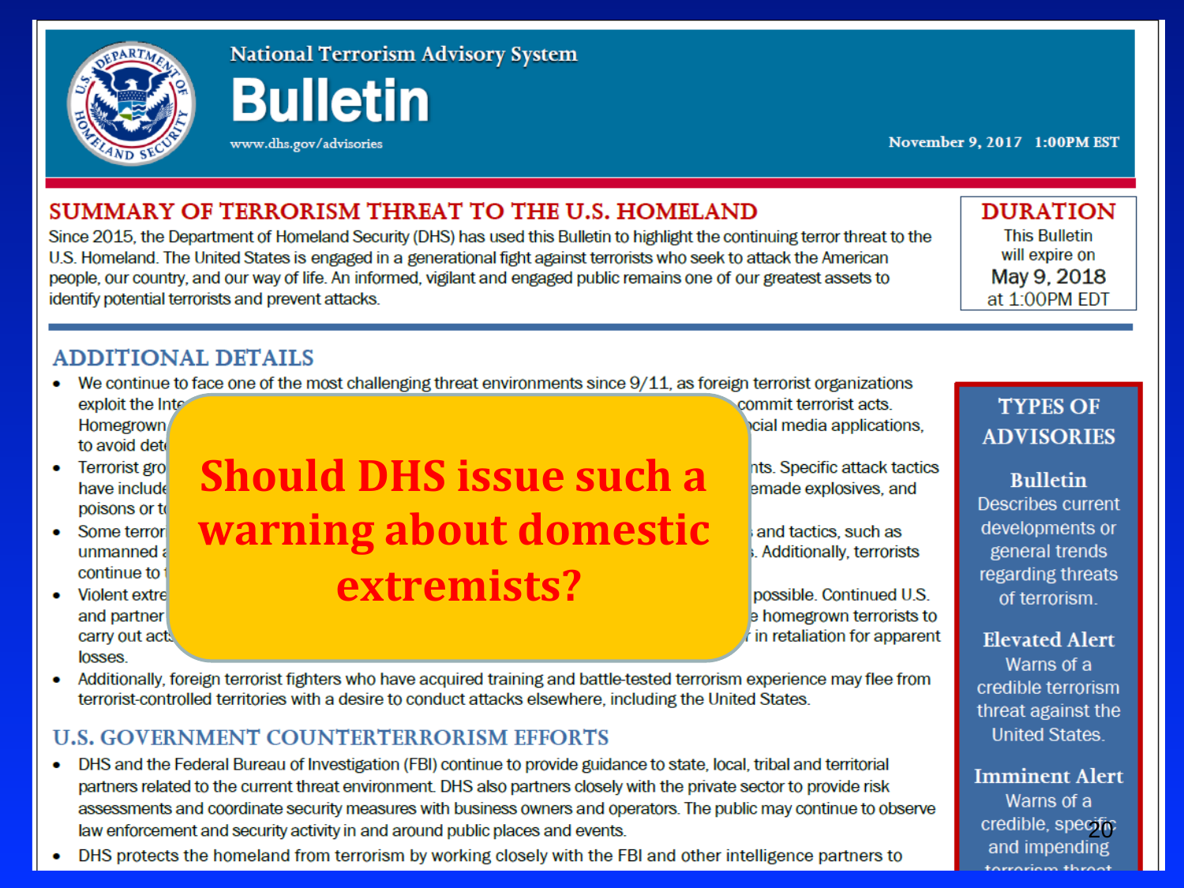# National Terrorism Advisory System

# Bulletin

www.dhs.gov/advisories

November 9, 2017 1:00PM EST

## SUMMARY OF TERRORISM THREAT TO THE U.S. HOMELAND

Since 2015, the Department of Homeland Security (DHS) has used this Bulletin to highlight the continuing terror threat to the U.S. Homeland. The United States is engaged in a generational fight against terrorists who seek to attack the American people, our country, and our way of life. An informed, vigilant and engaged public remains one of our greatest assets to identify potential terrorists and prevent attacks.

## DURATION

This Bulletin will expire on

May 9, 2018

at 1:00PM EDT

## ADDITIONAL DETAILS

- We continue to face one of the most challenging threat environments since 9/11, as foreign terrorist organizations exploit the Inte[...] commit terrorist acts. Homegrown [...]cial media applications, to avoid det[...]
- Terrorist gro[...]nts. Specific attack tactics have include[...]emade explosives, and poisons or t[...]
- Some terror[...] and tactics, such as unmanned a[...]. Additionally, terrorists continue to [...]
- Violent extre[...] possible. Continued U.S. and partner[...]e homegrown terrorists to carry out act[...] in retaliation for apparent losses.
- Additionally, foreign terrorist fighters who have acquired training and battle-tested terrorism experience may flee from terrorist-controlled territories with a desire to conduct attacks elsewhere, including the United States.

**Should DHS issue such a warning about domestic extremists?**

## U.S. GOVERNMENT COUNTERTERRORISM EFFORTS

- DHS and the Federal Bureau of Investigation (FBI) continue to provide guidance to state, local, tribal and territorial partners related to the current threat environment. DHS also partners closely with the private sector to provide risk assessments and coordinate security measures with business owners and operators. The public may continue to observe law enforcement and security activity in and around public places and events.
- DHS protects the homeland from terrorism by working closely with the FBI and other intelligence partners to

## TYPES OF ADVISORIES

**Bulletin**
Describes current developments or general trends regarding threats of terrorism.

**Elevated Alert**
Warns of a credible terrorism threat against the United States.

**Imminent Alert**
Warns of a credible, specific and impending terrorism threat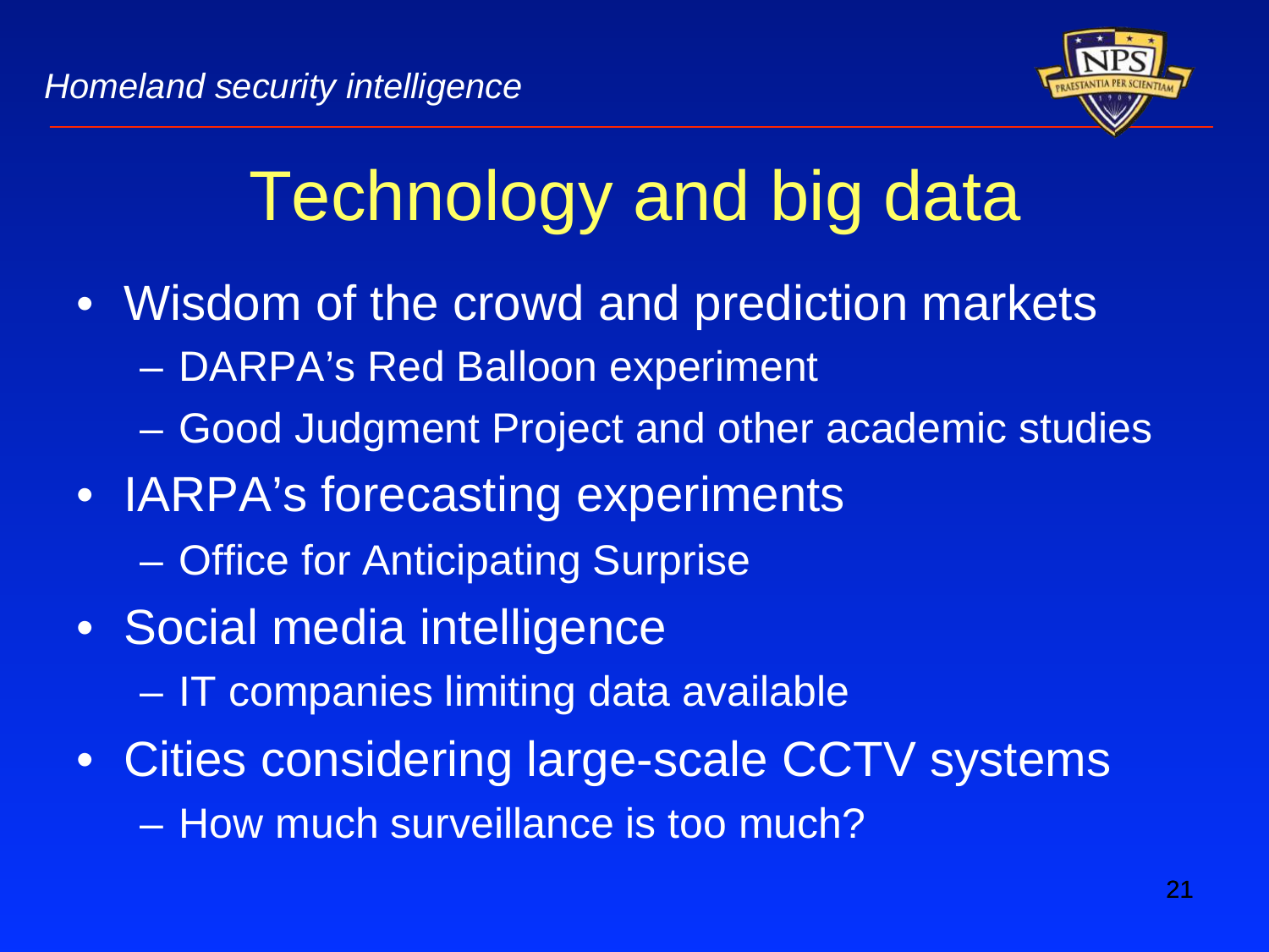# Technology and big data

- Wisdom of the crowd and prediction markets
  - DARPA's Red Balloon experiment
  - Good Judgment Project and other academic studies
- IARPA's forecasting experiments
  - Office for Anticipating Surprise
- Social media intelligence
  - IT companies limiting data available
- Cities considering large-scale CCTV systems
  - How much surveillance is too much?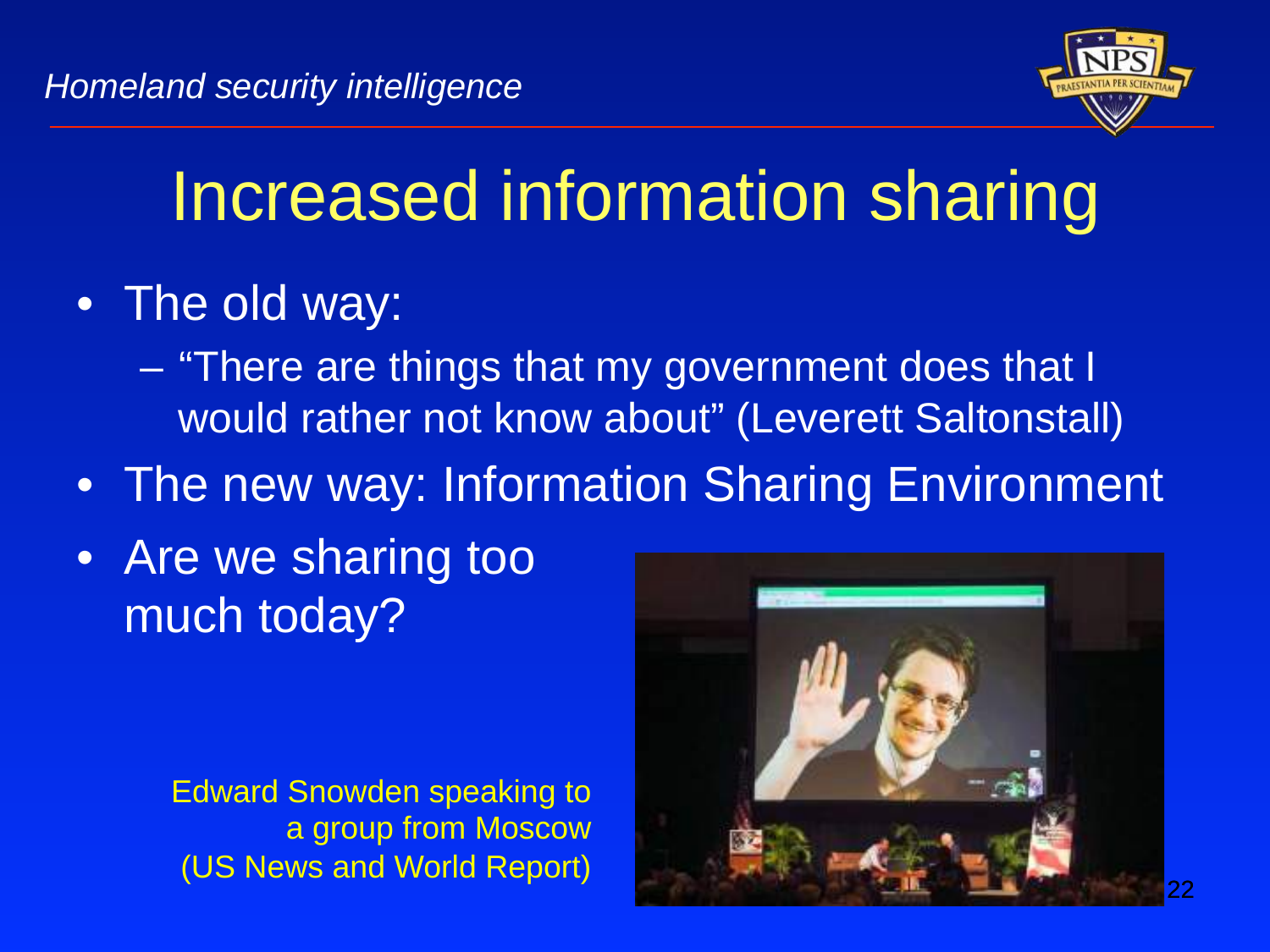# Increased information sharing

- The old way:
  - "There are things that my government does that I would rather not know about" (Leverett Saltonstall)
- The new way: Information Sharing Environment
- Are we sharing too much today?

Edward Snowden speaking to a group from Moscow (US News and World Report)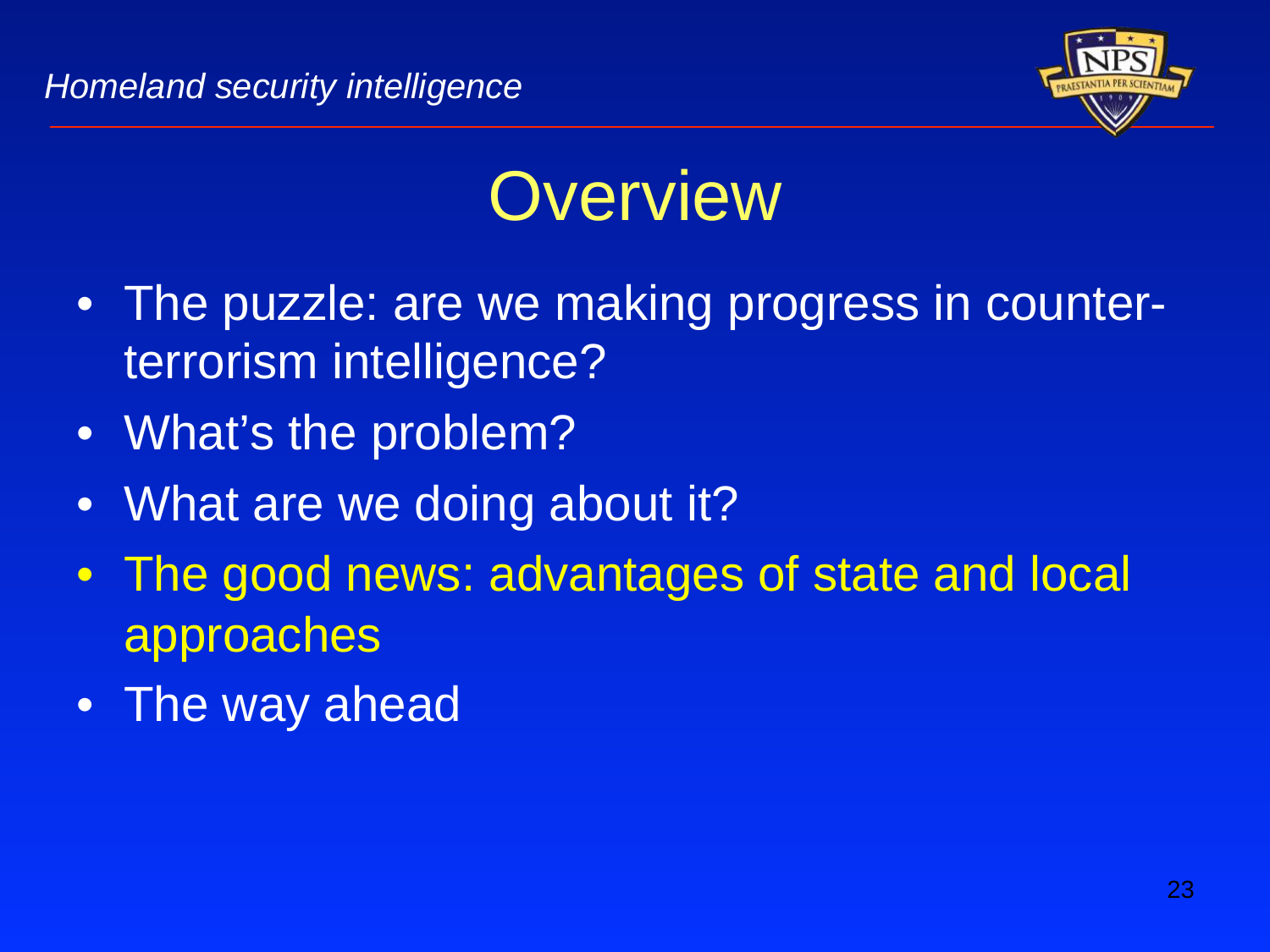# Overview

- The puzzle: are we making progress in counter-terrorism intelligence?
- What's the problem?
- What are we doing about it?
- The good news: advantages of state and local approaches
- The way ahead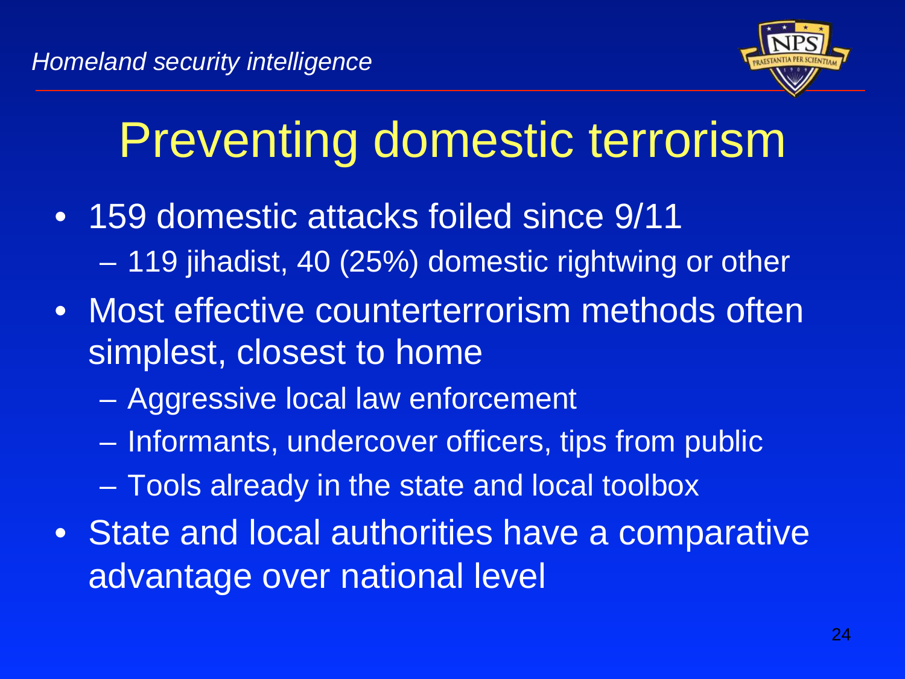# Preventing domestic terrorism

- 159 domestic attacks foiled since 9/11
  - 119 jihadist, 40 (25%) domestic rightwing or other
- Most effective counterterrorism methods often simplest, closest to home
  - Aggressive local law enforcement
  - Informants, undercover officers, tips from public
  - Tools already in the state and local toolbox
- State and local authorities have a comparative advantage over national level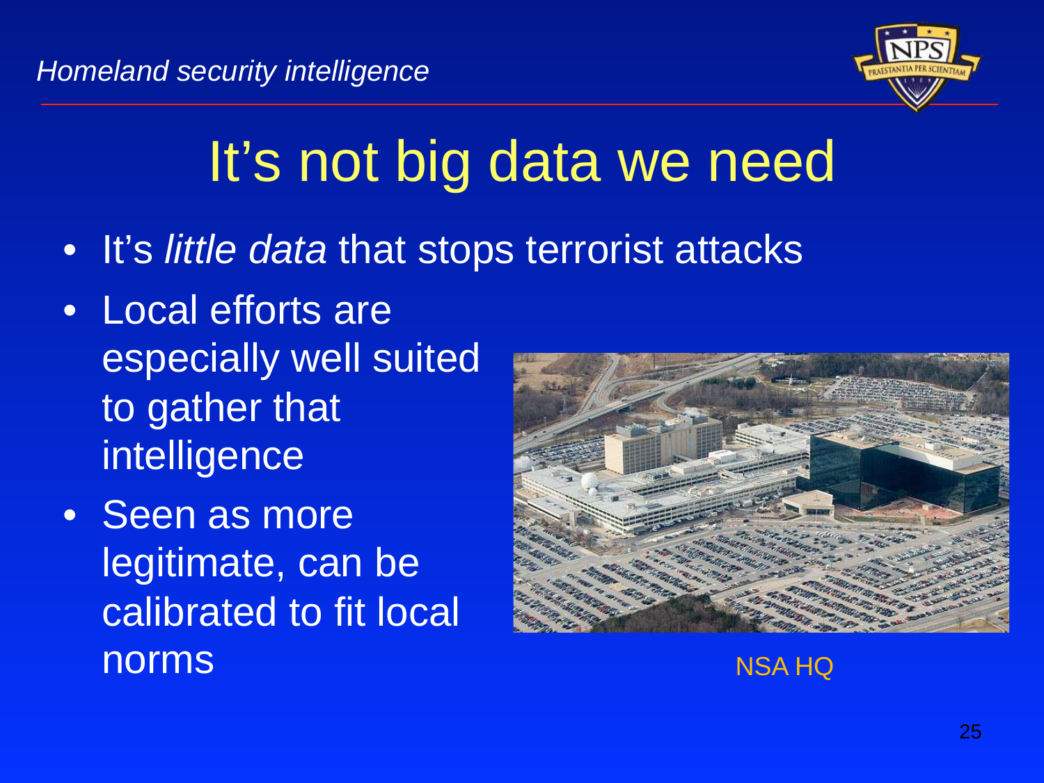# It's not big data we need

- It's *little data* that stops terrorist attacks
- Local efforts are especially well suited to gather that intelligence
- Seen as more legitimate, can be calibrated to fit local norms

NSA HQ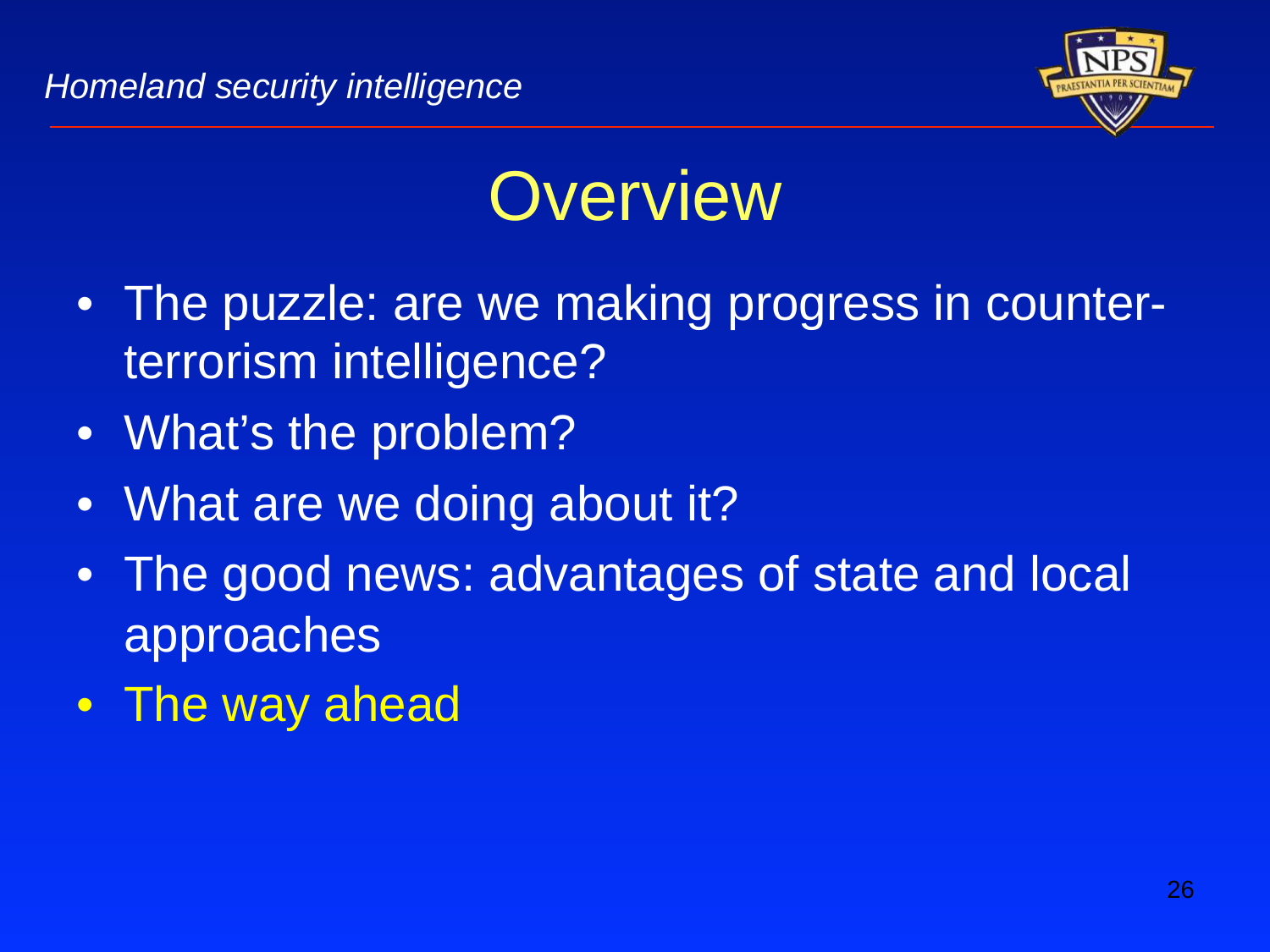# Overview

- The puzzle: are we making progress in counter-terrorism intelligence?
- What's the problem?
- What are we doing about it?
- The good news: advantages of state and local approaches
- The way ahead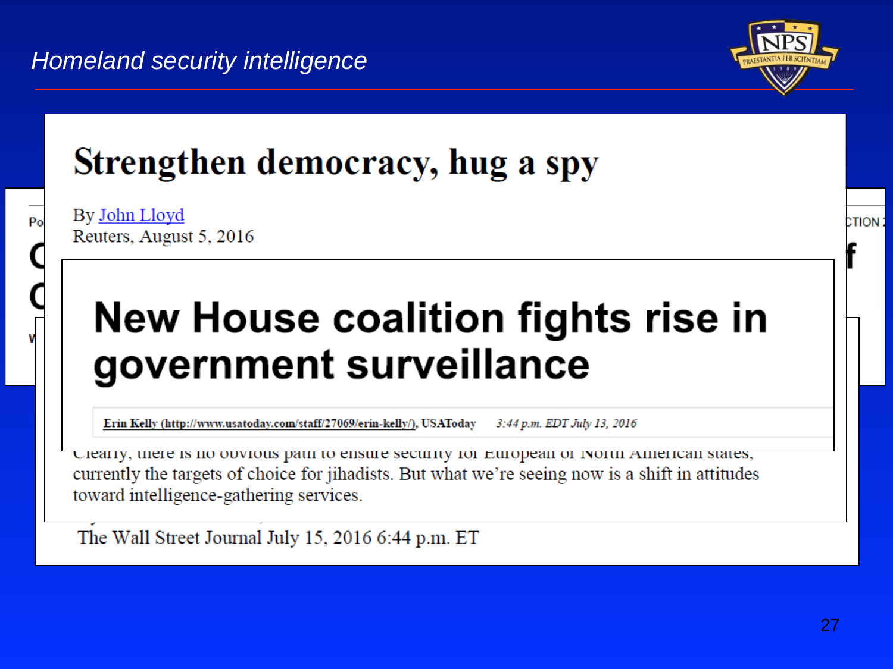*Homeland security intelligence*

# Strengthen democracy, hug a spy

By John Lloyd
Reuters, August 5, 2016

# New House coalition fights rise in government surveillance

Erin Kelly (http://www.usatoday.com/staff/27069/erin-kelly/), USAToday *3:44 p.m. EDT July 13, 2016*

Clearly, there is no obvious path to ensure security for European or North American states, currently the targets of choice for jihadists. But what we're seeing now is a shift in attitudes toward intelligence-gathering services.

The Wall Street Journal July 15, 2016 6:44 p.m. ET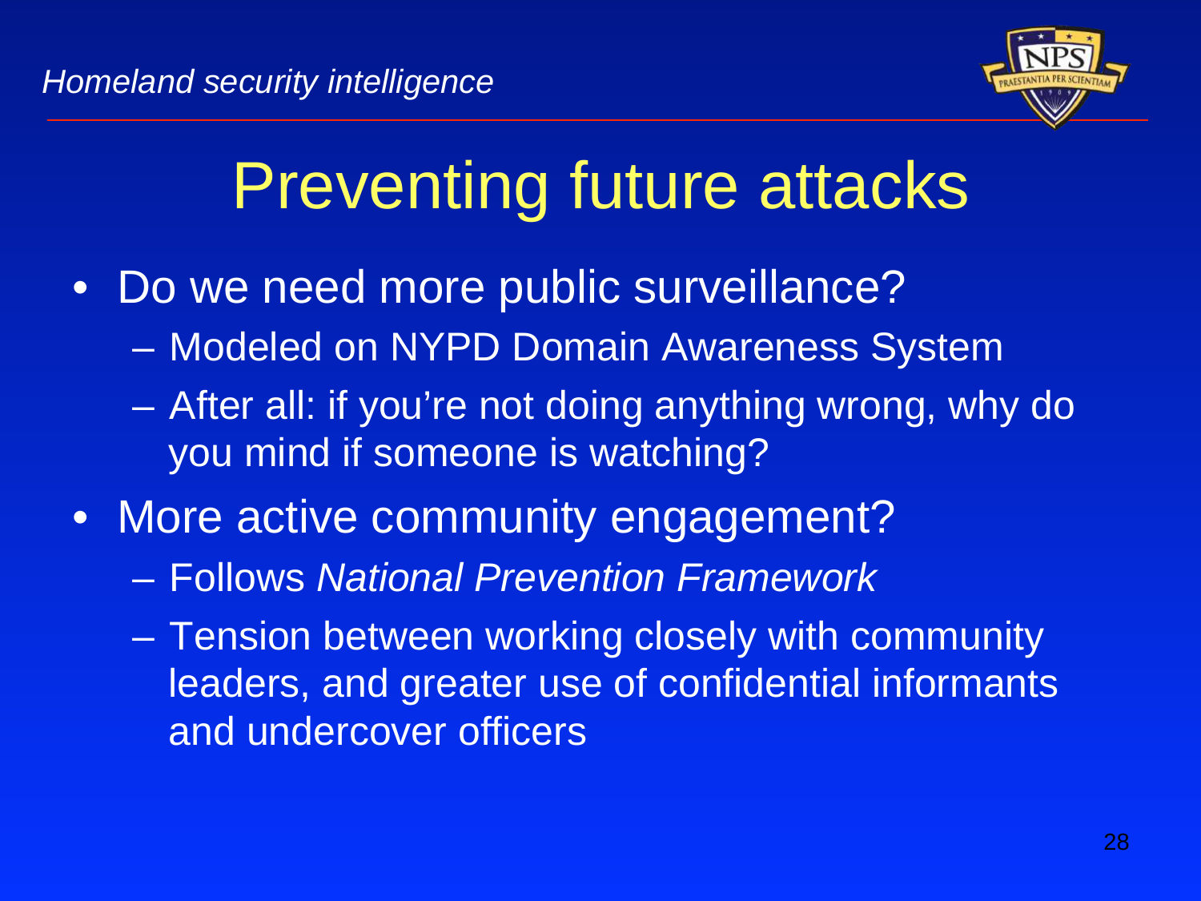# Preventing future attacks

- Do we need more public surveillance?
  - Modeled on NYPD Domain Awareness System
  - After all: if you're not doing anything wrong, why do you mind if someone is watching?
- More active community engagement?
  - Follows *National Prevention Framework*
  - Tension between working closely with community leaders, and greater use of confidential informants and undercover officers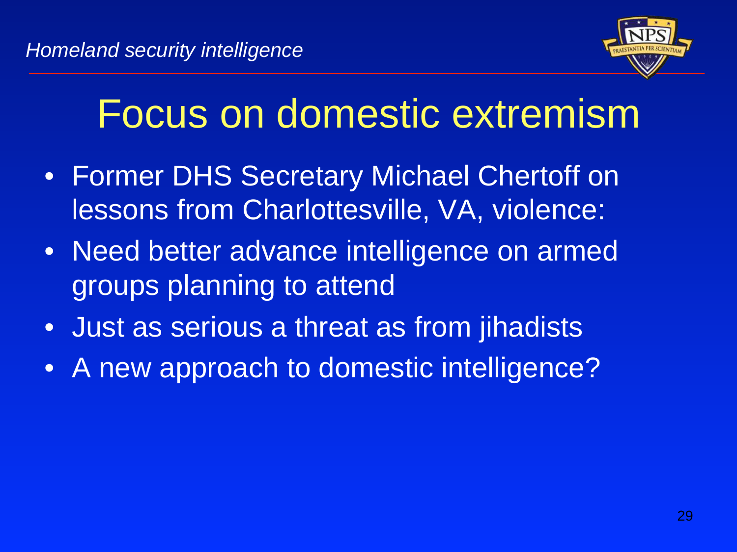# Focus on domestic extremism

- Former DHS Secretary Michael Chertoff on lessons from Charlottesville, VA, violence:
- Need better advance intelligence on armed groups planning to attend
- Just as serious a threat as from jihadists
- A new approach to domestic intelligence?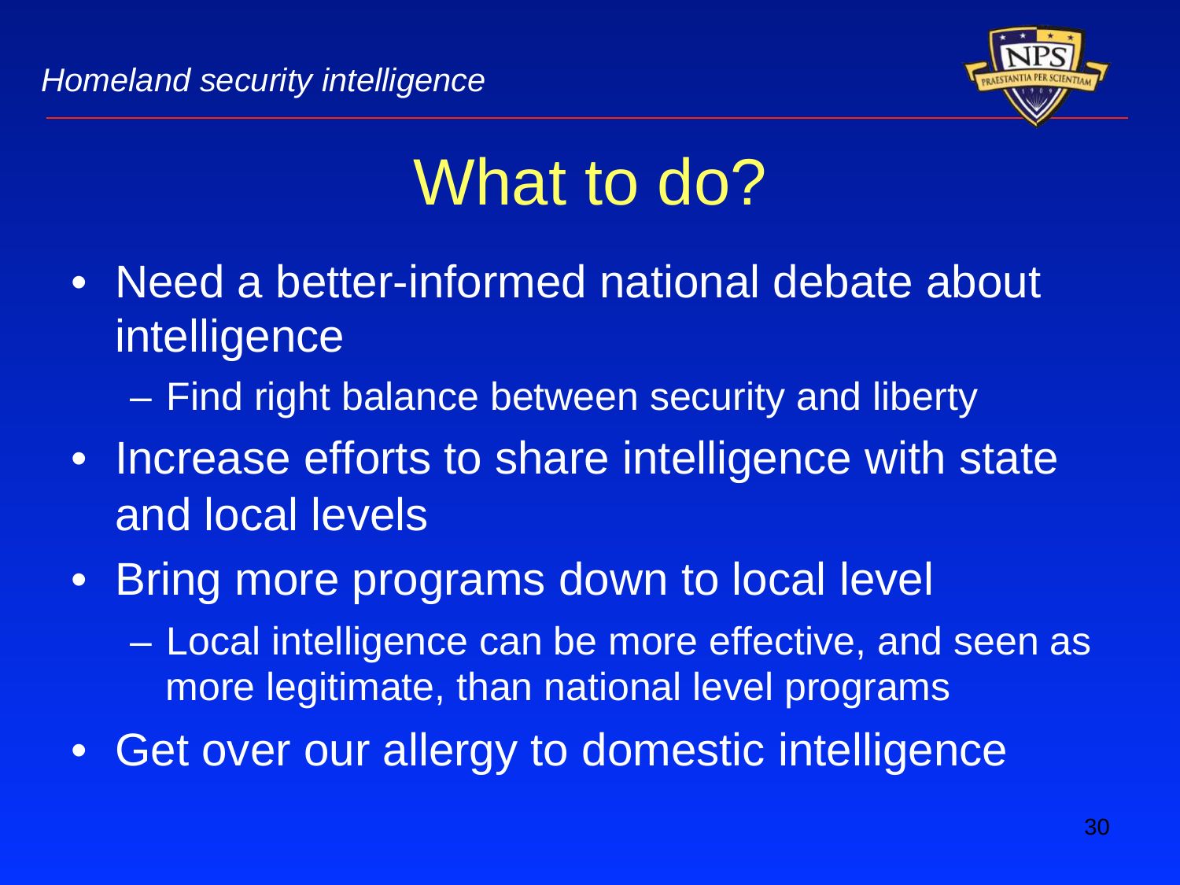# What to do?

- Need a better-informed national debate about intelligence
  - Find right balance between security and liberty
- Increase efforts to share intelligence with state and local levels
- Bring more programs down to local level
  - Local intelligence can be more effective, and seen as more legitimate, than national level programs
- Get over our allergy to domestic intelligence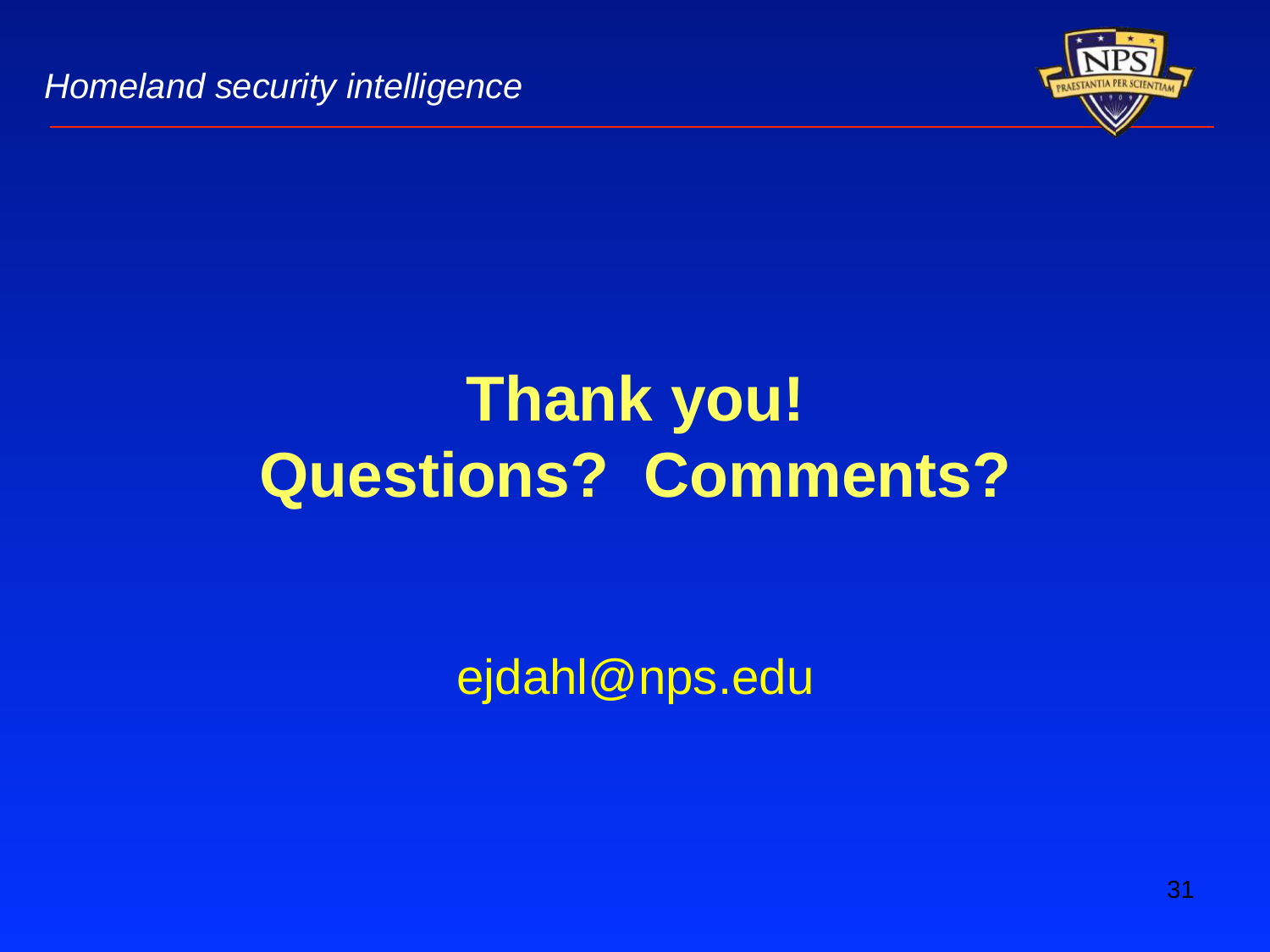# Thank you!
# Questions? Comments?

ejdahl@nps.edu